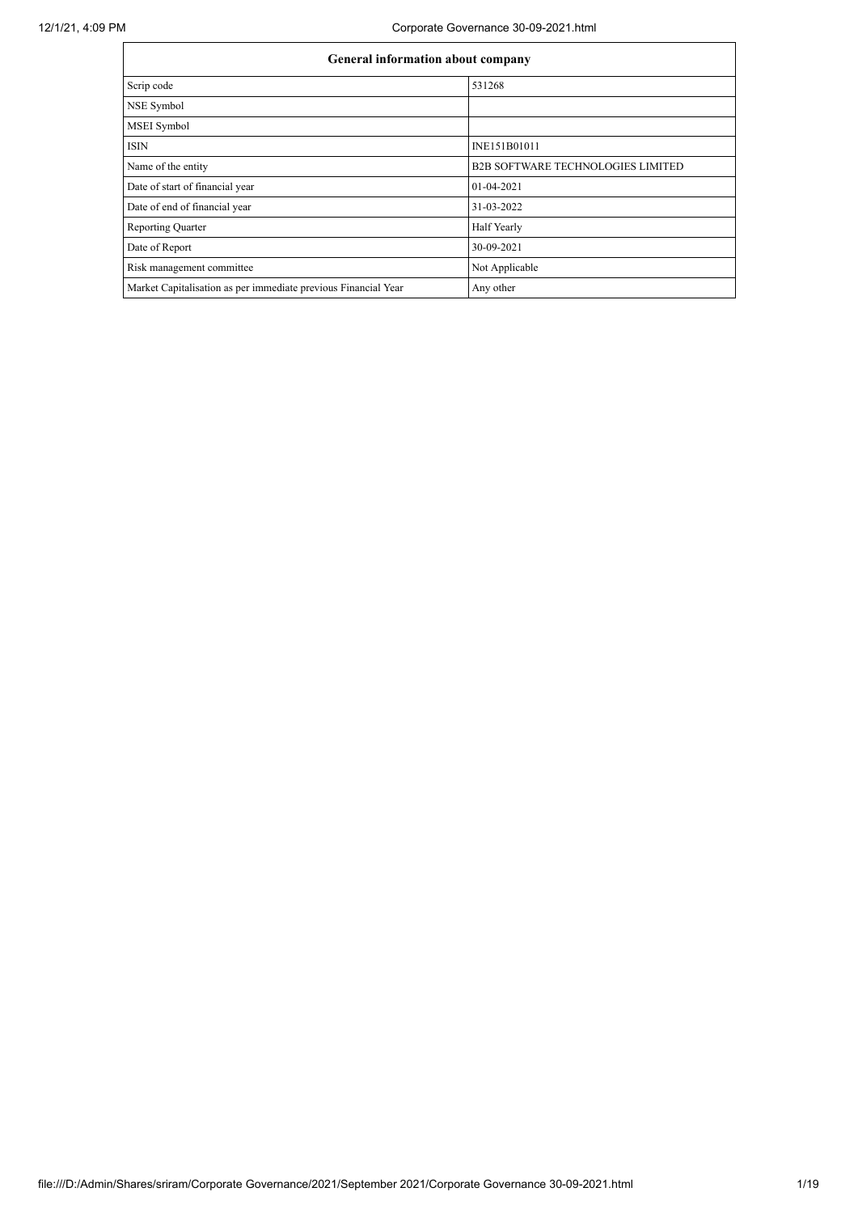| General information about company | |
|---|---|
| Scrip code | 531268 |
| NSE Symbol | |
| MSEI Symbol | |
| ISIN | INE151B01011 |
| Name of the entity | B2B SOFTWARE TECHNOLOGIES LIMITED |
| Date of start of financial year | 01-04-2021 |
| Date of end of financial year | 31-03-2022 |
| Reporting Quarter | Half Yearly |
| Date of Report | 30-09-2021 |
| Risk management committee | Not Applicable |
| Market Capitalisation as per immediate previous Financial Year | Any other |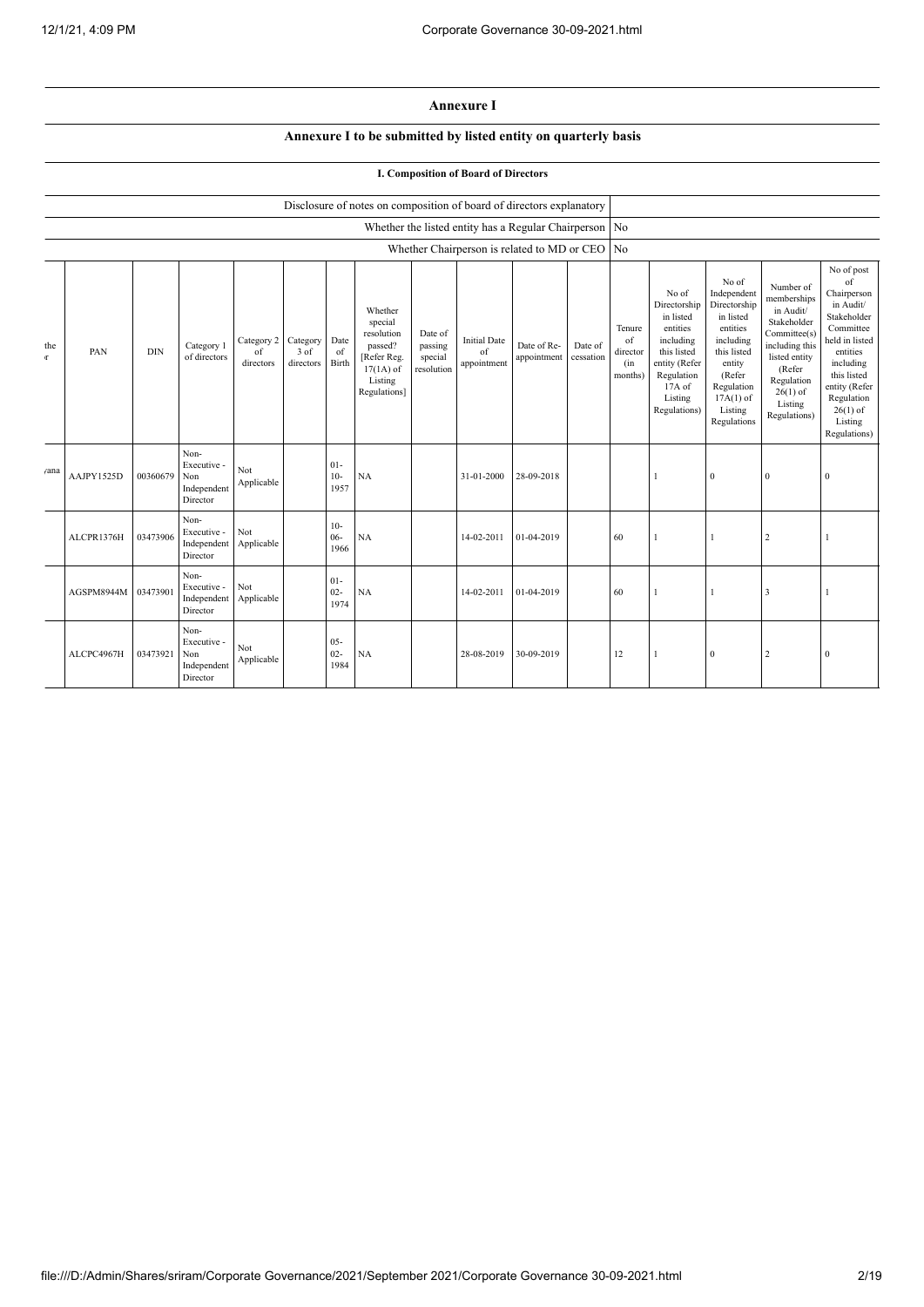## Annexure I

### Annexure I to be submitted by listed entity on quarterly basis

#### I. Composition of Board of Directors

| Disclosure of notes on composition of board of directors explanatory | |
|---|---|
| Whether the listed entity has a Regular Chairperson | No |
| Whether Chairperson is related to MD or CEO | No |

| the r | PAN | DIN | Category 1 of directors | Category 2 of directors | Category 3 of directors | Date of Birth | Whether special resolution passed? [Refer Reg. 17(1A) of Listing Regulations] | Date of passing special resolution | Initial Date of appointment | Date of Re-appointment | Date of cessation | Tenure of director (in months) | No of Directorship in listed entities including this listed entity (Refer Regulation 17A of Listing Regulations) | No of Independent Directorship in listed entities including this listed entity (Refer Regulation 17A(1) of Listing Regulations | Number of memberships in Audit/ Stakeholder Committee(s) including this listed entity (Refer Regulation 26(1) of Listing Regulations) | No of post of Chairperson in Audit/ Stakeholder Committee held in listed entities including this listed entity (Refer Regulation 26(1) of Listing Regulations) |
|---|---|---|---|---|---|---|---|---|---|---|---|---|---|---|---|---|
| /ana | AAJPY1525D | 00360679 | Non-Executive - Non Independent Director | Not Applicable | | 01-10-1957 | NA | | 31-01-2000 | 28-09-2018 | | | 1 | 0 | 0 | 0 |
| | ALCPR1376H | 03473906 | Non-Executive - Independent Director | Not Applicable | | 10-06-1966 | NA | | 14-02-2011 | 01-04-2019 | | 60 | 1 | 1 | 2 | 1 |
| | AGSPM8944M | 03473901 | Non-Executive - Independent Director | Not Applicable | | 01-02-1974 | NA | | 14-02-2011 | 01-04-2019 | | 60 | 1 | 1 | 3 | 1 |
| | ALCPC4967H | 03473921 | Non-Executive - Non Independent Director | Not Applicable | | 05-02-1984 | NA | | 28-08-2019 | 30-09-2019 | | 12 | 1 | 0 | 2 | 0 |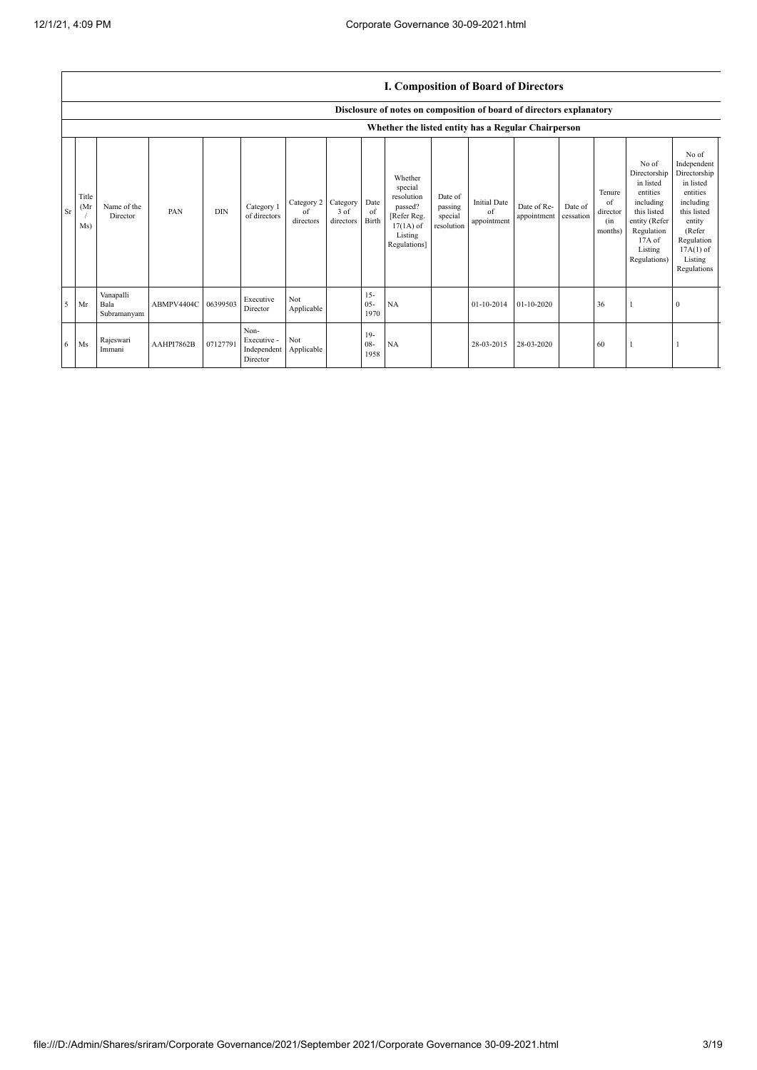## I. Composition of Board of Directors

Disclosure of notes on composition of board of directors explanatory

Whether the listed entity has a Regular Chairperson

| Sr | Title (Mr / Ms) | Name of the Director | PAN | DIN | Category 1 of directors | Category 2 of directors | Category 3 of directors | Date of Birth | Whether special resolution passed? [Refer Reg. 17(1A) of Listing Regulations] | Date of passing special resolution | Initial Date of appointment | Date of Re-appointment | Date of cessation | Tenure of director (in months) | No of Directorship in listed entities including this listed entity (Refer Regulation 17A of Listing Regulations) | No of Independent Directorship in listed entities including this listed entity (Refer Regulation 17A(1) of Listing Regulations |
|---|---|---|---|---|---|---|---|---|---|---|---|---|---|---|---|---|
| 5 | Mr | Vanapalli Bala Subramanyam | ABMPV4404C | 06399503 | Executive Director | Not Applicable | | 15-05-1970 | NA | | 01-10-2014 | 01-10-2020 | | 36 | 1 | 0 |
| 6 | Ms | Rajeswari Immani | AAHPI7862B | 07127791 | Non-Executive - Independent Director | Not Applicable | | 19-08-1958 | NA | | 28-03-2015 | 28-03-2020 | | 60 | 1 | 1 |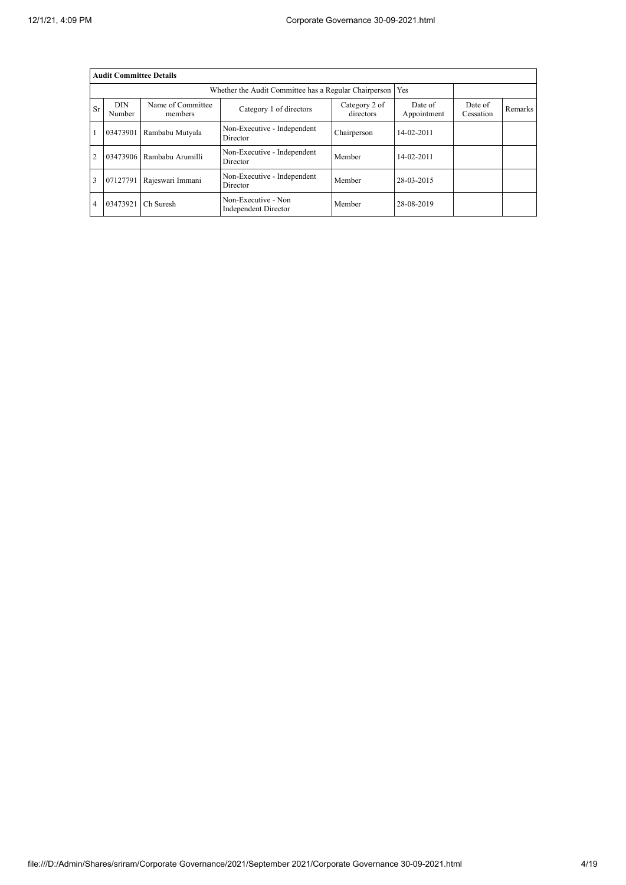| Audit Committee Details | | | | | | | |
|---|---|---|---|---|---|---|---|
| Whether the Audit Committee has a Regular Chairperson | | | | | Yes | | |
| Sr | DIN Number | Name of Committee members | Category 1 of directors | Category 2 of directors | Date of Appointment | Date of Cessation | Remarks |
| 1 | 03473901 | Rambabu Mutyala | Non-Executive - Independent Director | Chairperson | 14-02-2011 | | |
| 2 | 03473906 | Rambabu Arumilli | Non-Executive - Independent Director | Member | 14-02-2011 | | |
| 3 | 07127791 | Rajeswari Immani | Non-Executive - Independent Director | Member | 28-03-2015 | | |
| 4 | 03473921 | Ch Suresh | Non-Executive - Non Independent Director | Member | 28-08-2019 | | |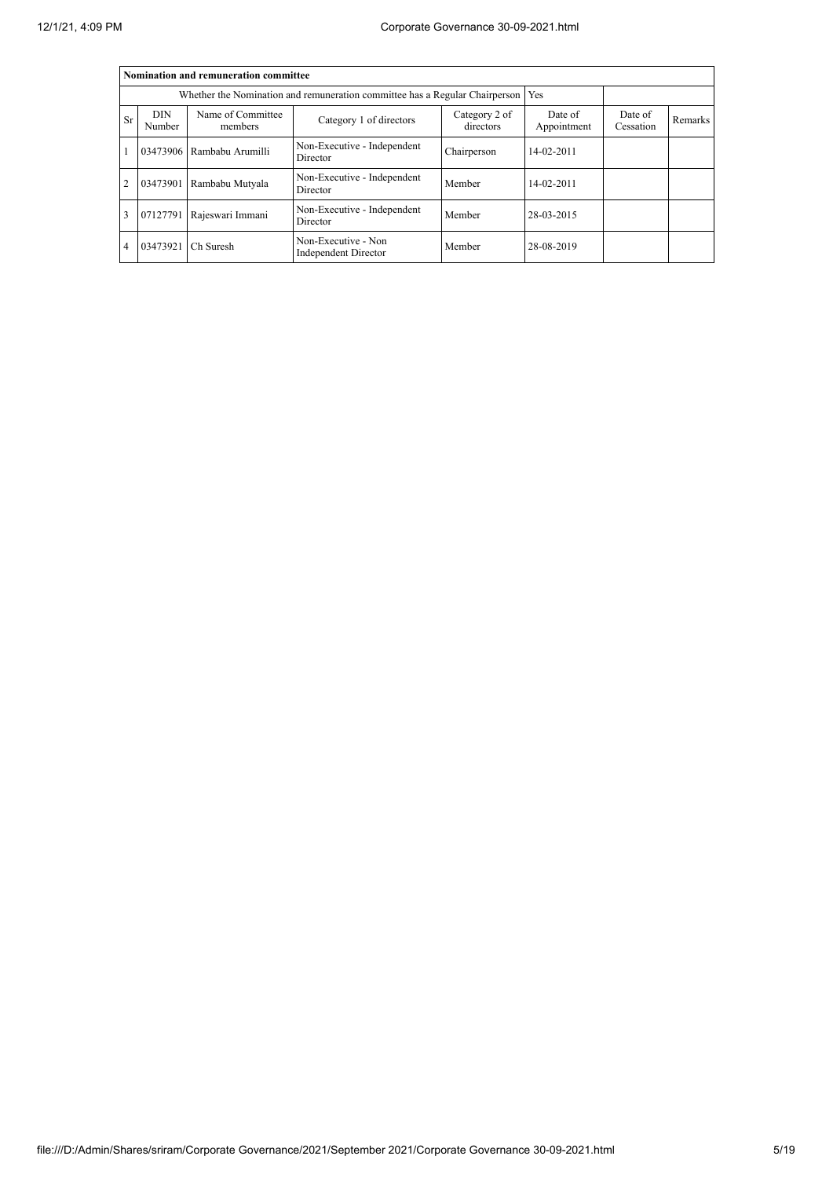| Nomination and remuneration committee | | | | | | | |
|---|---|---|---|---|---|---|---|
| Whether the Nomination and remuneration committee has a Regular Chairperson | | | | | Yes | | |
| Sr | DIN Number | Name of Committee members | Category 1 of directors | Category 2 of directors | Date of Appointment | Date of Cessation | Remarks |
| 1 | 03473906 | Rambabu Arumilli | Non-Executive - Independent Director | Chairperson | 14-02-2011 | | |
| 2 | 03473901 | Rambabu Mutyala | Non-Executive - Independent Director | Member | 14-02-2011 | | |
| 3 | 07127791 | Rajeswari Immani | Non-Executive - Independent Director | Member | 28-03-2015 | | |
| 4 | 03473921 | Ch Suresh | Non-Executive - Non Independent Director | Member | 28-08-2019 | | |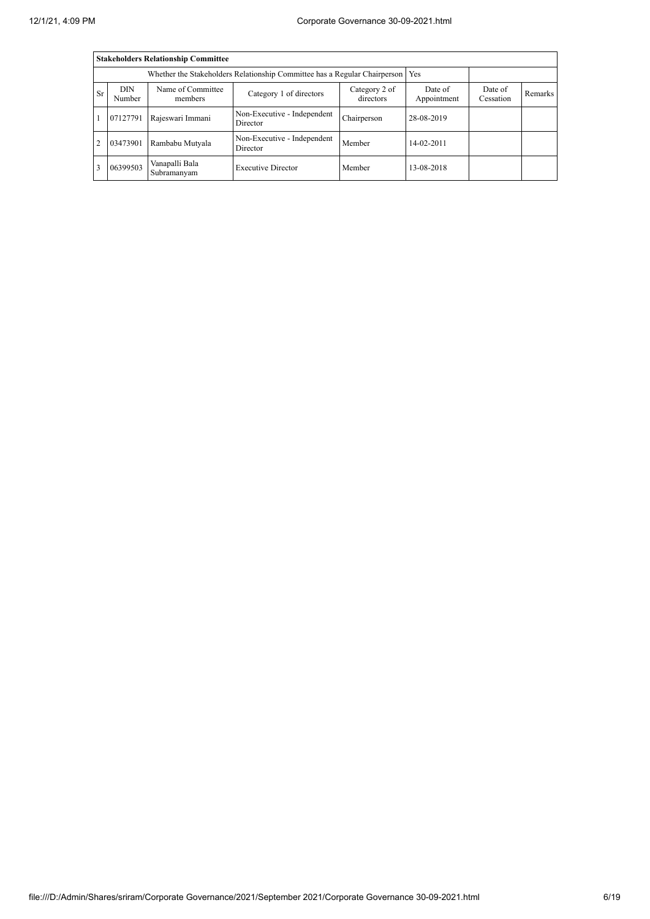| **Stakeholders Relationship Committee** | | | | | | | |
|---|---|---|---|---|---|---|---|
| Whether the Stakeholders Relationship Committee has a Regular Chairperson | | | | | Yes | | |
| Sr | DIN Number | Name of Committee members | Category 1 of directors | Category 2 of directors | Date of Appointment | Date of Cessation | Remarks |
| 1 | 07127791 | Rajeswari Immani | Non-Executive - Independent Director | Chairperson | 28-08-2019 | | |
| 2 | 03473901 | Rambabu Mutyala | Non-Executive - Independent Director | Member | 14-02-2011 | | |
| 3 | 06399503 | Vanapalli Bala Subramanyam | Executive Director | Member | 13-08-2018 | | |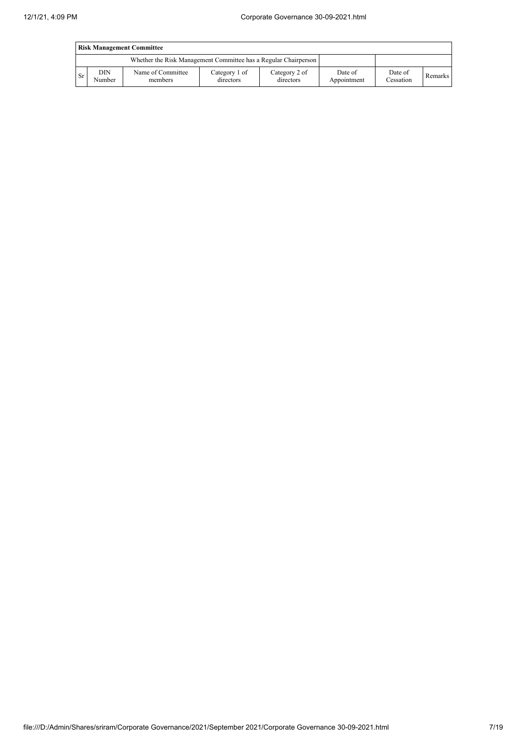| Risk Management Committee | | | | | | | |
|---|---|---|---|---|---|---|---|
| Whether the Risk Management Committee has a Regular Chairperson | | | | | | | |
| Sr | DIN Number | Name of Committee members | Category 1 of directors | Category 2 of directors | Date of Appointment | Date of Cessation | Remarks |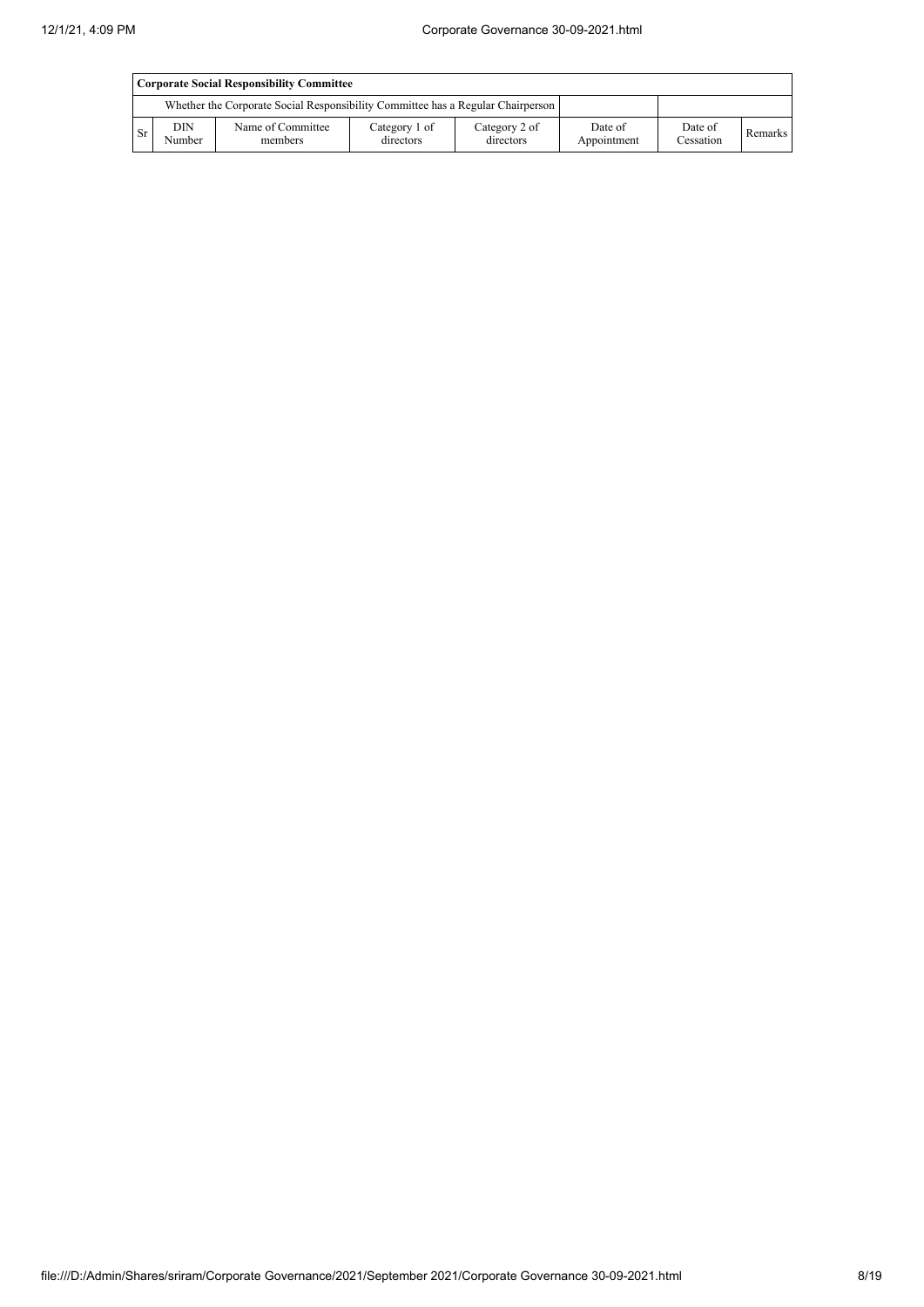| Corporate Social Responsibility Committee | | | | | | | |
|---|---|---|---|---|---|---|---|
| Whether the Corporate Social Responsibility Committee has a Regular Chairperson | | | | | | | |
| Sr | DIN Number | Name of Committee members | Category 1 of directors | Category 2 of directors | Date of Appointment | Date of Cessation | Remarks |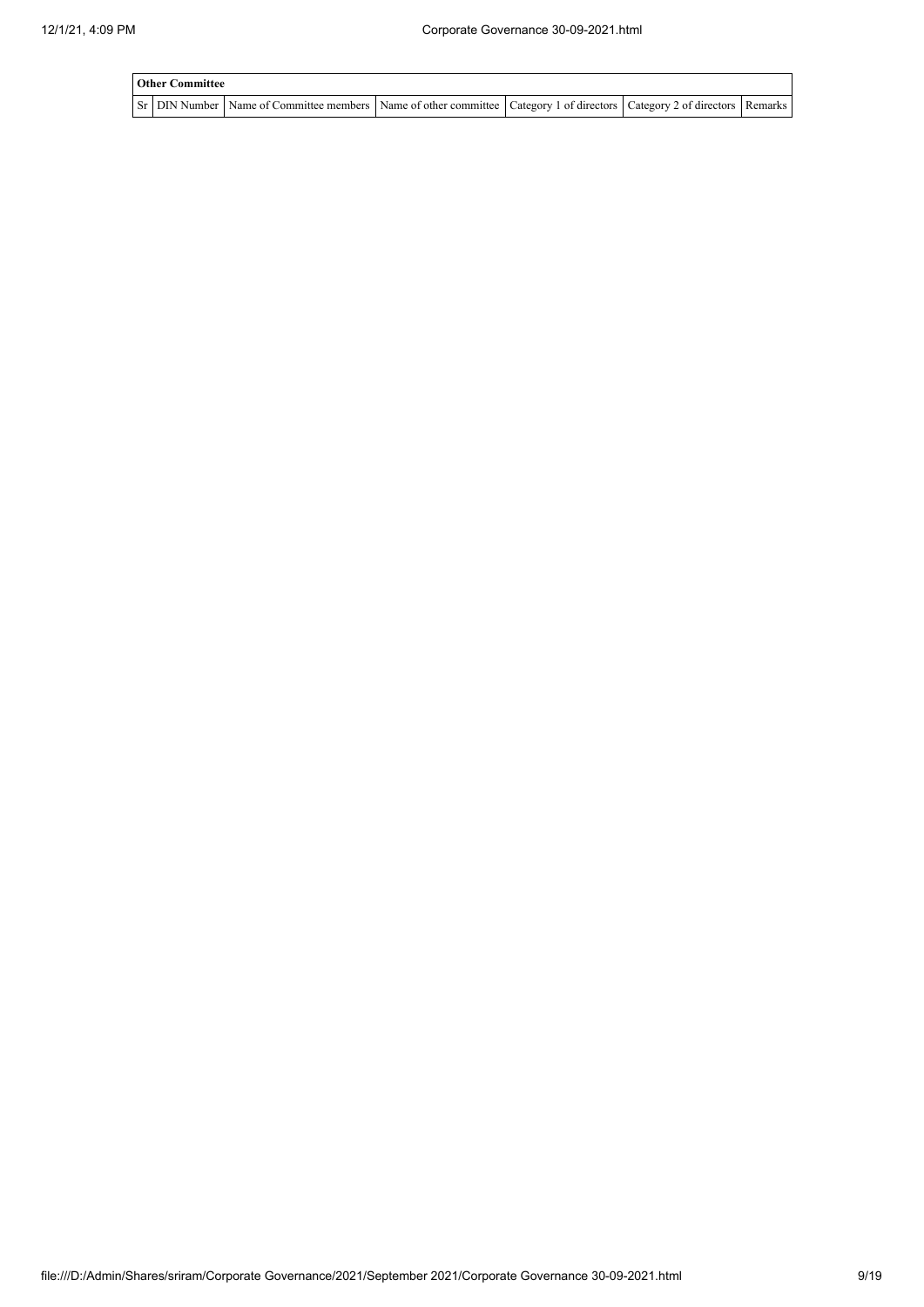| Other Committee | | | | | | |
|---|---|---|---|---|---|---|
| Sr | DIN Number | Name of Committee members | Name of other committee | Category 1 of directors | Category 2 of directors | Remarks |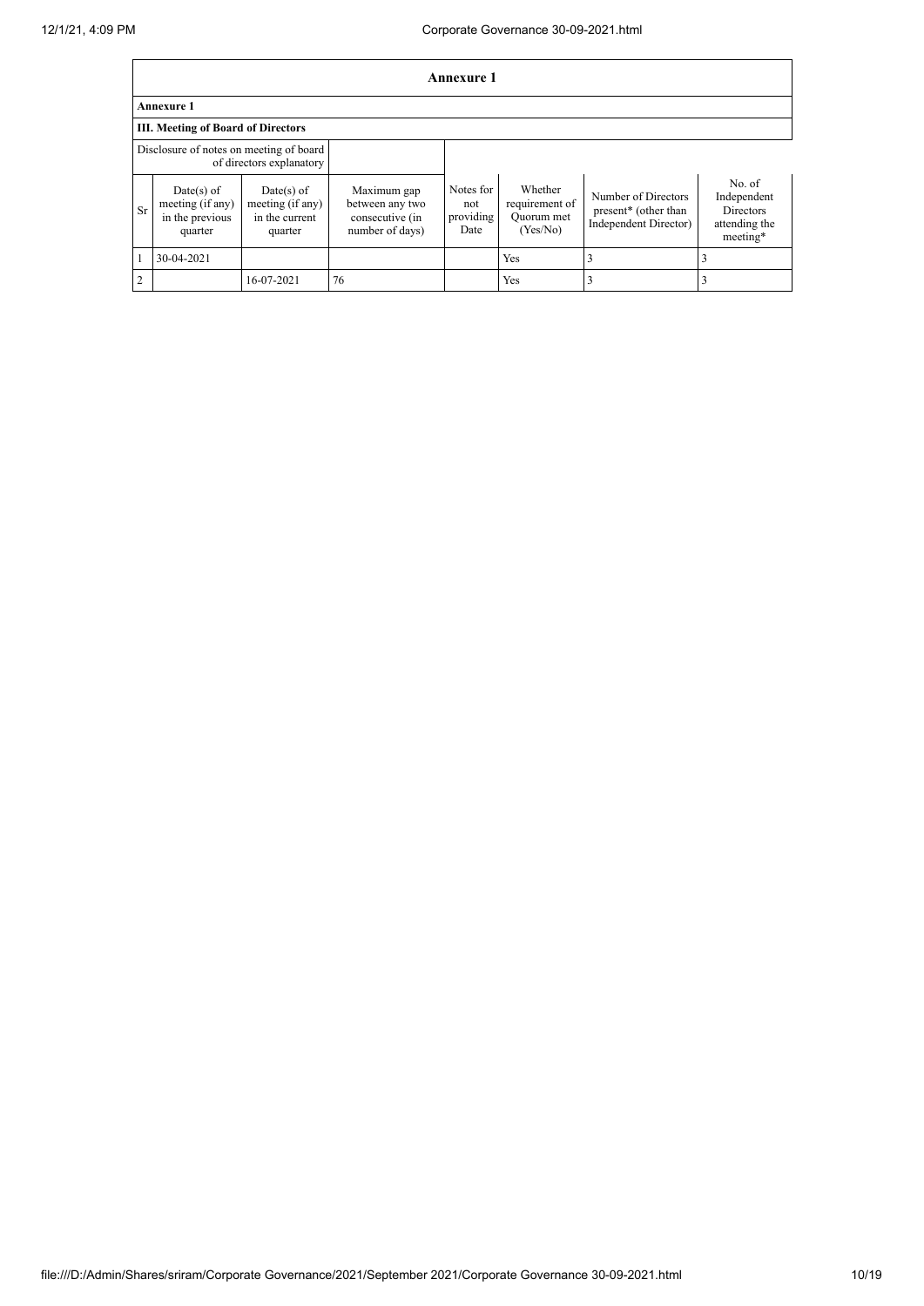| Annexure 1 | | | | | | | |
|---|---|---|---|---|---|---|---|
| **Annexure 1** | | | | | | | |
| **III. Meeting of Board of Directors** | | | | | | | |
| Disclosure of notes on meeting of board of directors explanatory | | | | | | | |
| Sr | Date(s) of meeting (if any) in the previous quarter | Date(s) of meeting (if any) in the current quarter | Maximum gap between any two consecutive (in number of days) | Notes for not providing Date | Whether requirement of Quorum met (Yes/No) | Number of Directors present* (other than Independent Director) | No. of Independent Directors attending the meeting* |
| 1 | 30-04-2021 | | | | Yes | 3 | 3 |
| 2 | | 16-07-2021 | 76 | | Yes | 3 | 3 |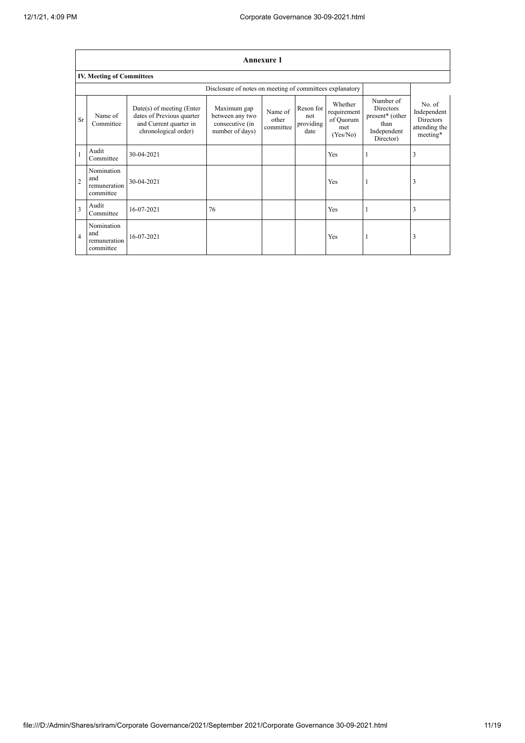## Annexure 1

### IV. Meeting of Committees

Disclosure of notes on meeting of committees explanatory

| Sr | Name of Committee | Date(s) of meeting (Enter dates of Previous quarter and Current quarter in chronological order) | Maximum gap between any two consecutive (in number of days) | Name of other committee | Reson for not providing date | Whether requirement of Quorum met (Yes/No) | Number of Directors present* (other than Independent Director) | No. of Independent Directors attending the meeting* |
|---|---|---|---|---|---|---|---|---|
| 1 | Audit Committee | 30-04-2021 | | | | Yes | 1 | 3 |
| 2 | Nomination and remuneration committee | 30-04-2021 | | | | Yes | 1 | 3 |
| 3 | Audit Committee | 16-07-2021 | 76 | | | Yes | 1 | 3 |
| 4 | Nomination and remuneration committee | 16-07-2021 | | | | Yes | 1 | 3 |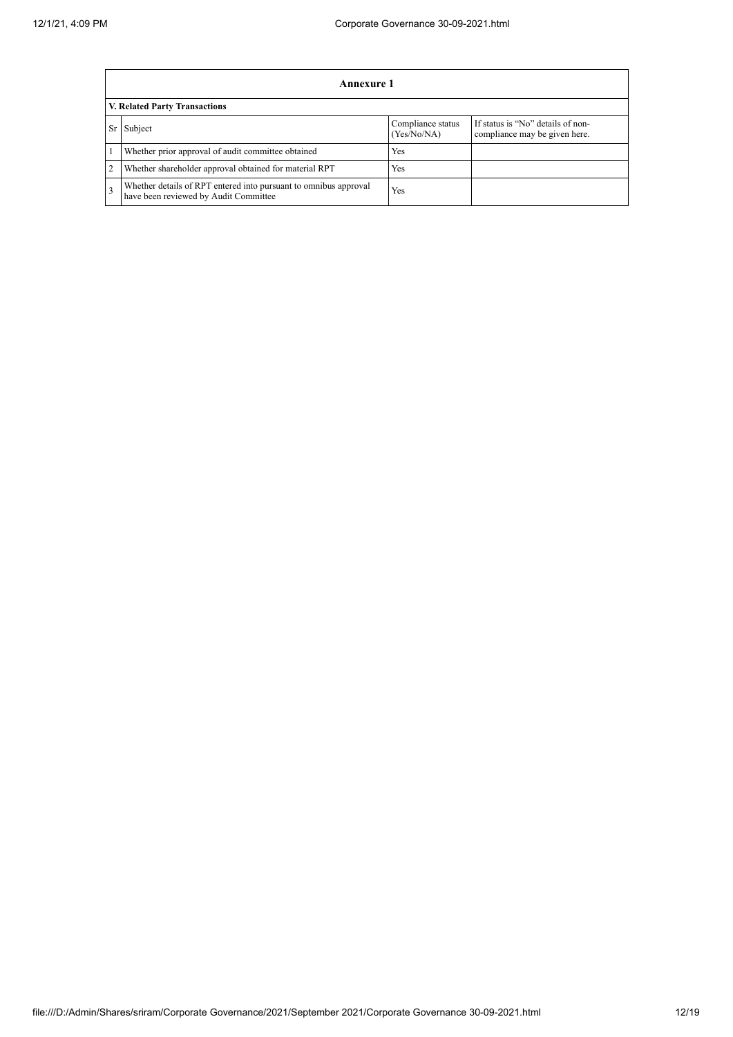| Annexure 1 | | | |
|---|---|---|---|
| **V. Related Party Transactions** | | | |
| Sr | Subject | Compliance status (Yes/No/NA) | If status is "No" details of non-compliance may be given here. |
| 1 | Whether prior approval of audit committee obtained | Yes | |
| 2 | Whether shareholder approval obtained for material RPT | Yes | |
| 3 | Whether details of RPT entered into pursuant to omnibus approval have been reviewed by Audit Committee | Yes | |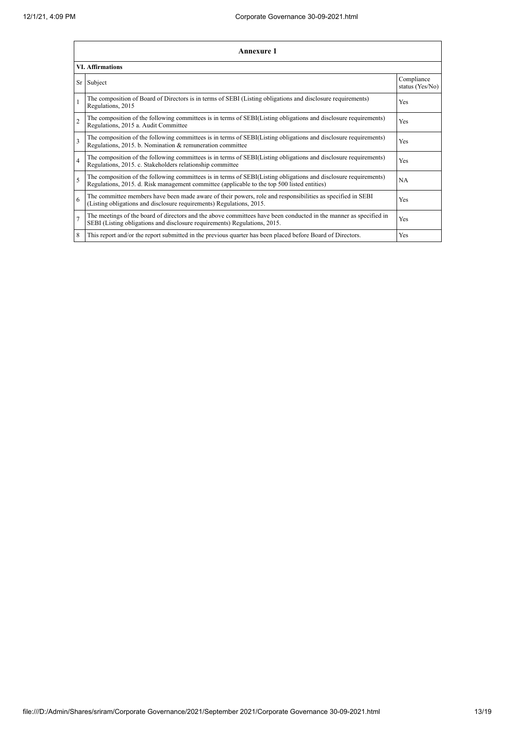| Annexure 1 | | |
|---|---|---|
| **VI. Affirmations** | | |
| Sr | Subject | Compliance status (Yes/No) |
| 1 | The composition of Board of Directors is in terms of SEBI (Listing obligations and disclosure requirements) Regulations, 2015 | Yes |
| 2 | The composition of the following committees is in terms of SEBI(Listing obligations and disclosure requirements) Regulations, 2015 a. Audit Committee | Yes |
| 3 | The composition of the following committees is in terms of SEBI(Listing obligations and disclosure requirements) Regulations, 2015. b. Nomination & remuneration committee | Yes |
| 4 | The composition of the following committees is in terms of SEBI(Listing obligations and disclosure requirements) Regulations, 2015. c. Stakeholders relationship committee | Yes |
| 5 | The composition of the following committees is in terms of SEBI(Listing obligations and disclosure requirements) Regulations, 2015. d. Risk management committee (applicable to the top 500 listed entities) | NA |
| 6 | The committee members have been made aware of their powers, role and responsibilities as specified in SEBI (Listing obligations and disclosure requirements) Regulations, 2015. | Yes |
| 7 | The meetings of the board of directors and the above committees have been conducted in the manner as specified in SEBI (Listing obligations and disclosure requirements) Regulations, 2015. | Yes |
| 8 | This report and/or the report submitted in the previous quarter has been placed before Board of Directors. | Yes |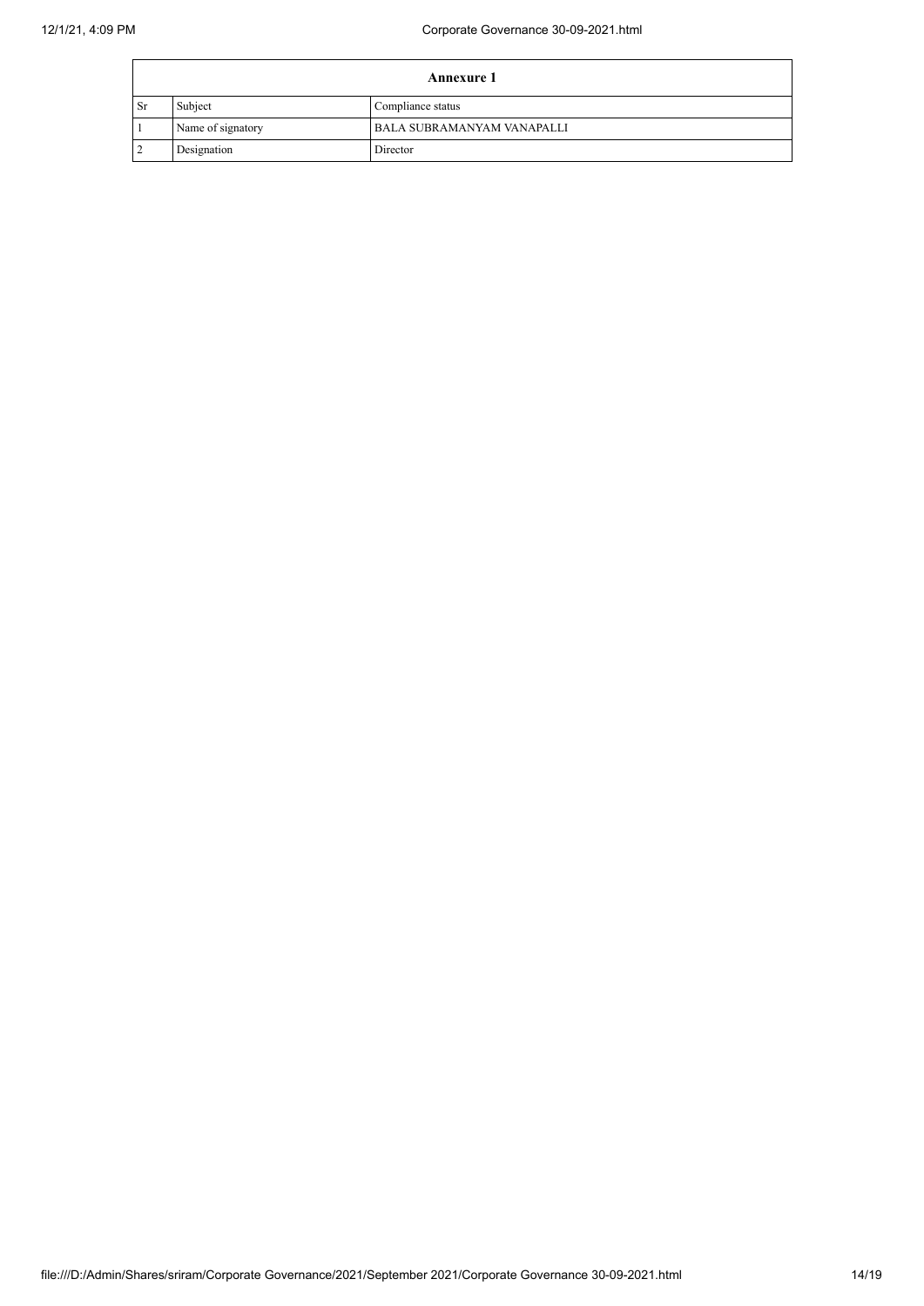| Annexure 1 | | |
|---|---|---|
| Sr | Subject | Compliance status |
| 1 | Name of signatory | BALA SUBRAMANYAM VANAPALLI |
| 2 | Designation | Director |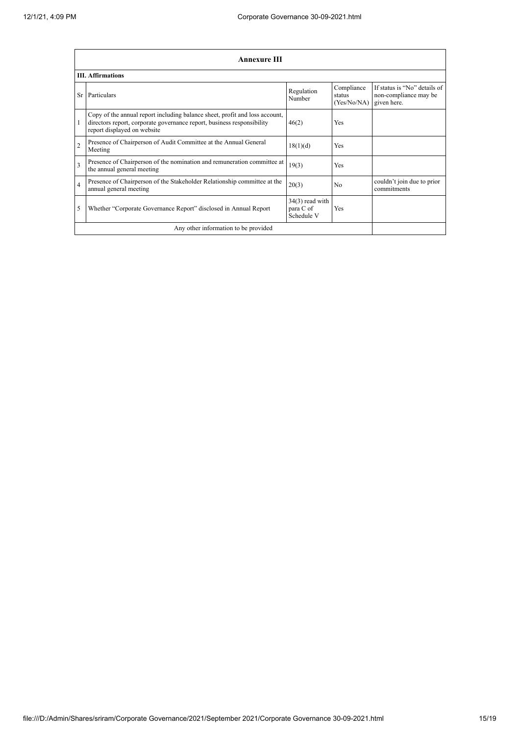## Annexure III

### III. Affirmations

| Sr | Particulars | Regulation Number | Compliance status (Yes/No/NA) | If status is "No" details of non-compliance may be given here. |
|---|---|---|---|---|
| 1 | Copy of the annual report including balance sheet, profit and loss account, directors report, corporate governance report, business responsibility report displayed on website | 46(2) | Yes | |
| 2 | Presence of Chairperson of Audit Committee at the Annual General Meeting | 18(1)(d) | Yes | |
| 3 | Presence of Chairperson of the nomination and remuneration committee at the annual general meeting | 19(3) | Yes | |
| 4 | Presence of Chairperson of the Stakeholder Relationship committee at the annual general meeting | 20(3) | No | couldn't join due to prior commitments |
| 5 | Whether "Corporate Governance Report" disclosed in Annual Report | 34(3) read with para C of Schedule V | Yes | |
| | Any other information to be provided | | | |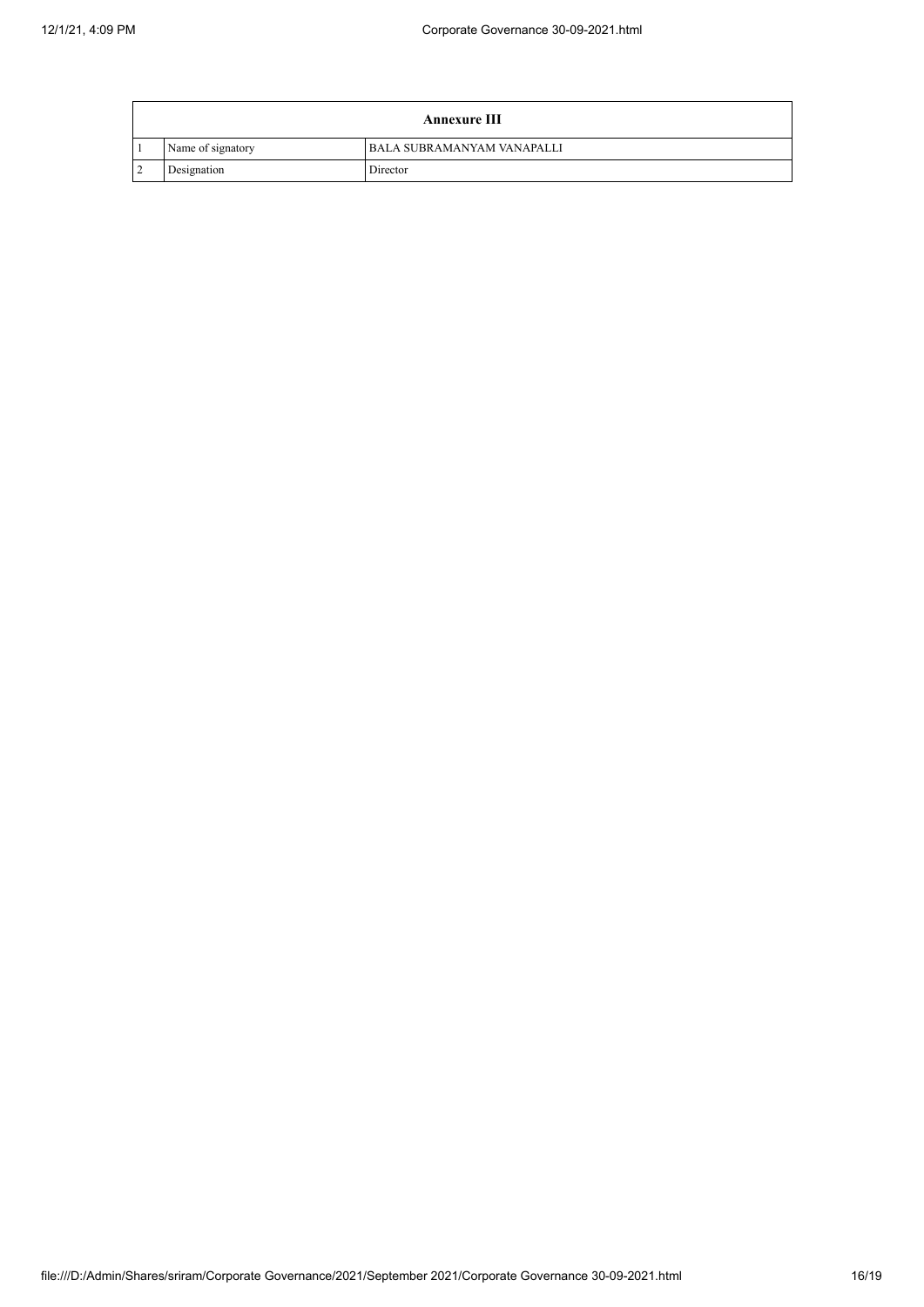| Annexure III | | |
|---|---|---|
| 1 | Name of signatory | BALA SUBRAMANYAM VANAPALLI |
| 2 | Designation | Director |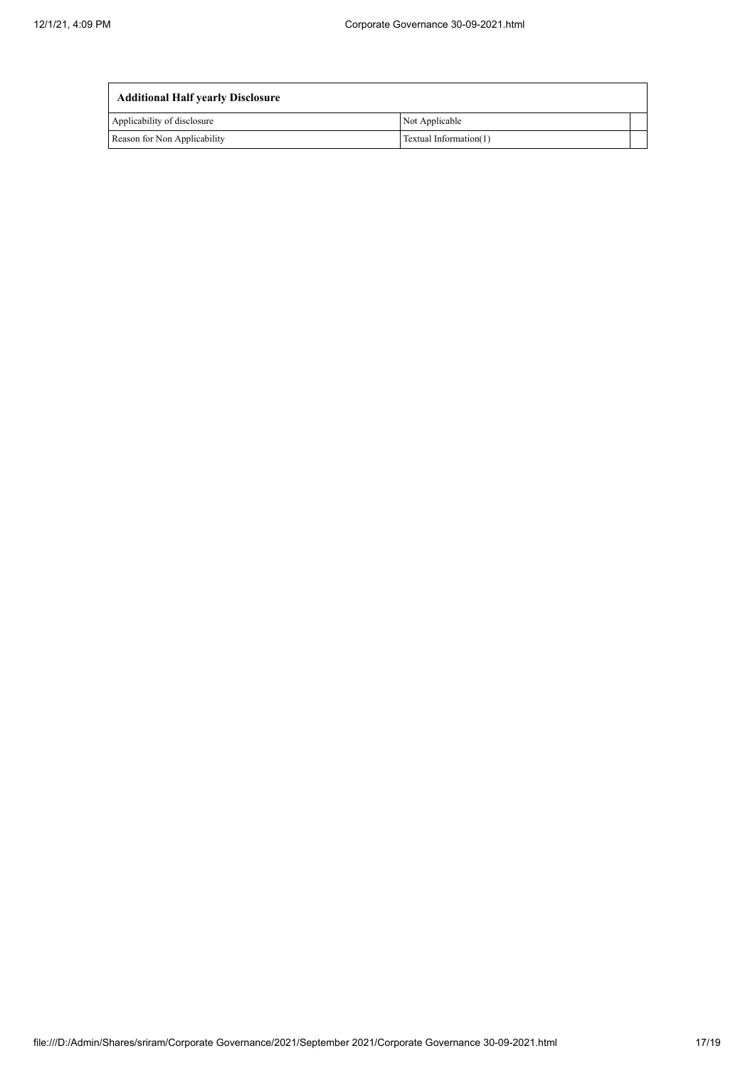| Additional Half yearly Disclosure | | |
|---|---|---|
| Applicability of disclosure | Not Applicable | |
| Reason for Non Applicability | Textual Information(1) | |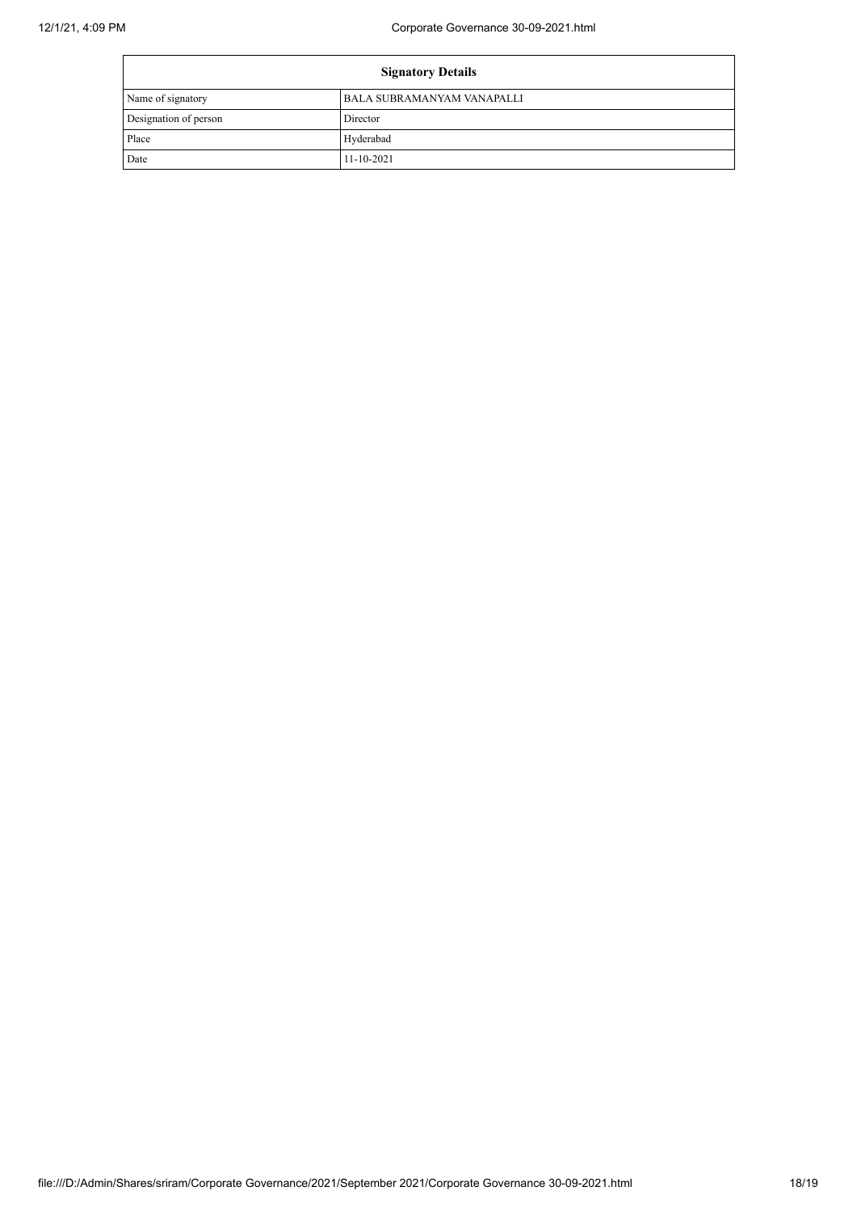| Signatory Details | |
|---|---|
| Name of signatory | BALA SUBRAMANYAM VANAPALLI |
| Designation of person | Director |
| Place | Hyderabad |
| Date | 11-10-2021 |